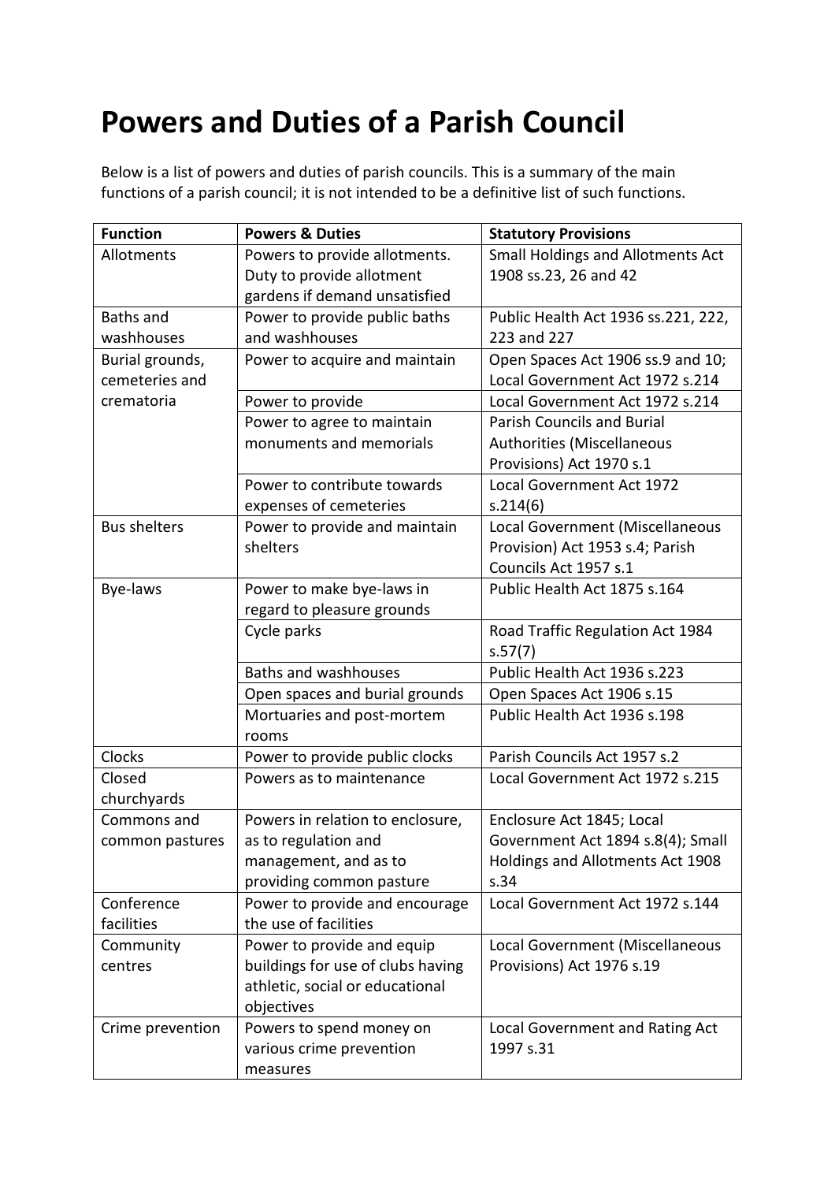# Powers and Duties of a Parish Council

Below is a list of powers and duties of parish councils. This is a summary of the main functions of a parish council; it is not intended to be a definitive list of such functions.

| Function | Powers & Duties | Statutory Provisions |
|---|---|---|
| Allotments | Powers to provide allotments. Duty to provide allotment gardens if demand unsatisfied | Small Holdings and Allotments Act 1908 ss.23, 26 and 42 |
| Baths and washhouses | Power to provide public baths and washhouses | Public Health Act 1936 ss.221, 222, 223 and 227 |
| Burial grounds, cemeteries and crematoria | Power to acquire and maintain | Open Spaces Act 1906 ss.9 and 10; Local Government Act 1972 s.214 |
| | Power to provide | Local Government Act 1972 s.214 |
| | Power to agree to maintain monuments and memorials | Parish Councils and Burial Authorities (Miscellaneous Provisions) Act 1970 s.1 |
| | Power to contribute towards expenses of cemeteries | Local Government Act 1972 s.214(6) |
| Bus shelters | Power to provide and maintain shelters | Local Government (Miscellaneous Provision) Act 1953 s.4; Parish Councils Act 1957 s.1 |
| Bye-laws | Power to make bye-laws in regard to pleasure grounds | Public Health Act 1875 s.164 |
| | Cycle parks | Road Traffic Regulation Act 1984 s.57(7) |
| | Baths and washhouses | Public Health Act 1936 s.223 |
| | Open spaces and burial grounds | Open Spaces Act 1906 s.15 |
| | Mortuaries and post-mortem rooms | Public Health Act 1936 s.198 |
| Clocks | Power to provide public clocks | Parish Councils Act 1957 s.2 |
| Closed churchyards | Powers as to maintenance | Local Government Act 1972 s.215 |
| Commons and common pastures | Powers in relation to enclosure, as to regulation and management, and as to providing common pasture | Enclosure Act 1845; Local Government Act 1894 s.8(4); Small Holdings and Allotments Act 1908 s.34 |
| Conference facilities | Power to provide and encourage the use of facilities | Local Government Act 1972 s.144 |
| Community centres | Power to provide and equip buildings for use of clubs having athletic, social or educational objectives | Local Government (Miscellaneous Provisions) Act 1976 s.19 |
| Crime prevention | Powers to spend money on various crime prevention measures | Local Government and Rating Act 1997 s.31 |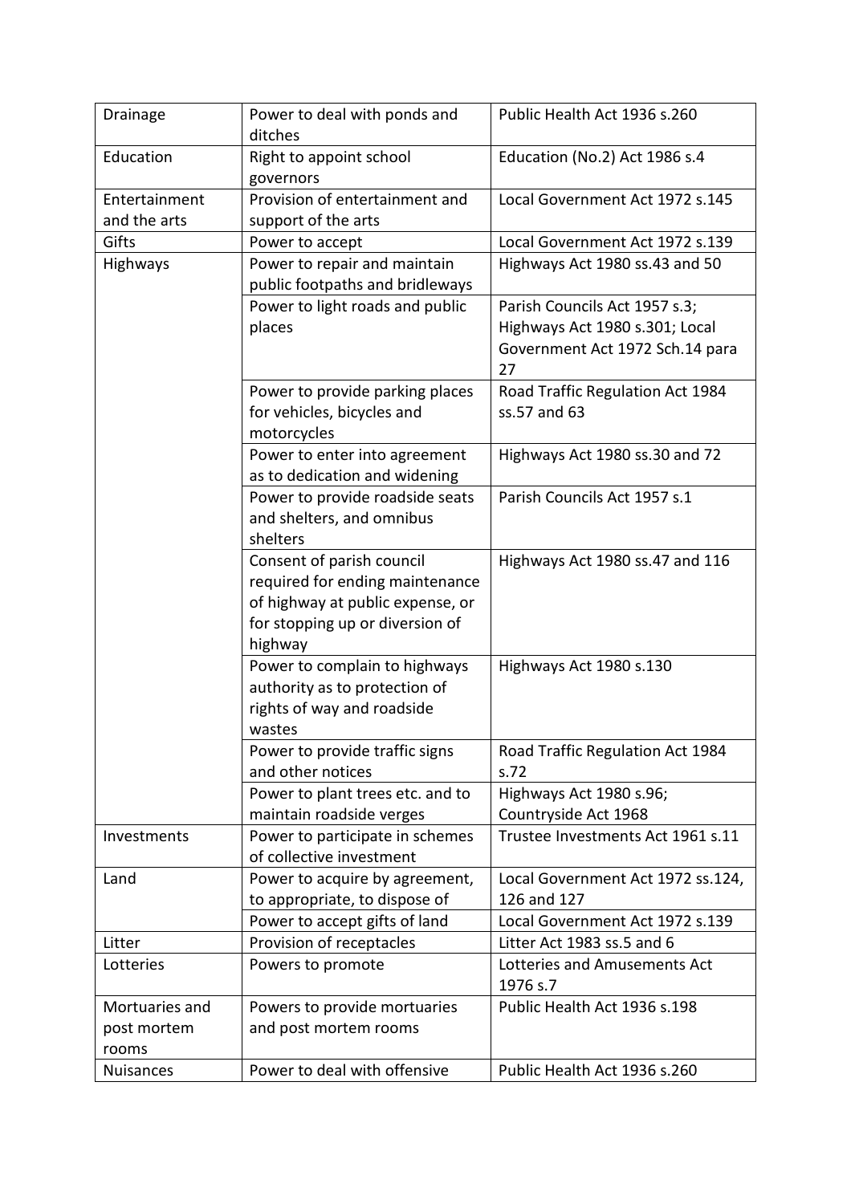| Drainage | Power to deal with ponds and ditches | Public Health Act 1936 s.260 |
| --- | --- | --- |
| Education | Right to appoint school governors | Education (No.2) Act 1986 s.4 |
| Entertainment and the arts | Provision of entertainment and support of the arts | Local Government Act 1972 s.145 |
| Gifts | Power to accept | Local Government Act 1972 s.139 |
| Highways | Power to repair and maintain public footpaths and bridleways | Highways Act 1980 ss.43 and 50 |
| | Power to light roads and public places | Parish Councils Act 1957 s.3; Highways Act 1980 s.301; Local Government Act 1972 Sch.14 para 27 |
| | Power to provide parking places for vehicles, bicycles and motorcycles | Road Traffic Regulation Act 1984 ss.57 and 63 |
| | Power to enter into agreement as to dedication and widening | Highways Act 1980 ss.30 and 72 |
| | Power to provide roadside seats and shelters, and omnibus shelters | Parish Councils Act 1957 s.1 |
| | Consent of parish council required for ending maintenance of highway at public expense, or for stopping up or diversion of highway | Highways Act 1980 ss.47 and 116 |
| | Power to complain to highways authority as to protection of rights of way and roadside wastes | Highways Act 1980 s.130 |
| | Power to provide traffic signs and other notices | Road Traffic Regulation Act 1984 s.72 |
| | Power to plant trees etc. and to maintain roadside verges | Highways Act 1980 s.96; Countryside Act 1968 |
| Investments | Power to participate in schemes of collective investment | Trustee Investments Act 1961 s.11 |
| Land | Power to acquire by agreement, to appropriate, to dispose of | Local Government Act 1972 ss.124, 126 and 127 |
| | Power to accept gifts of land | Local Government Act 1972 s.139 |
| Litter | Provision of receptacles | Litter Act 1983 ss.5 and 6 |
| Lotteries | Powers to promote | Lotteries and Amusements Act 1976 s.7 |
| Mortuaries and post mortem rooms | Powers to provide mortuaries and post mortem rooms | Public Health Act 1936 s.198 |
| Nuisances | Power to deal with offensive | Public Health Act 1936 s.260 |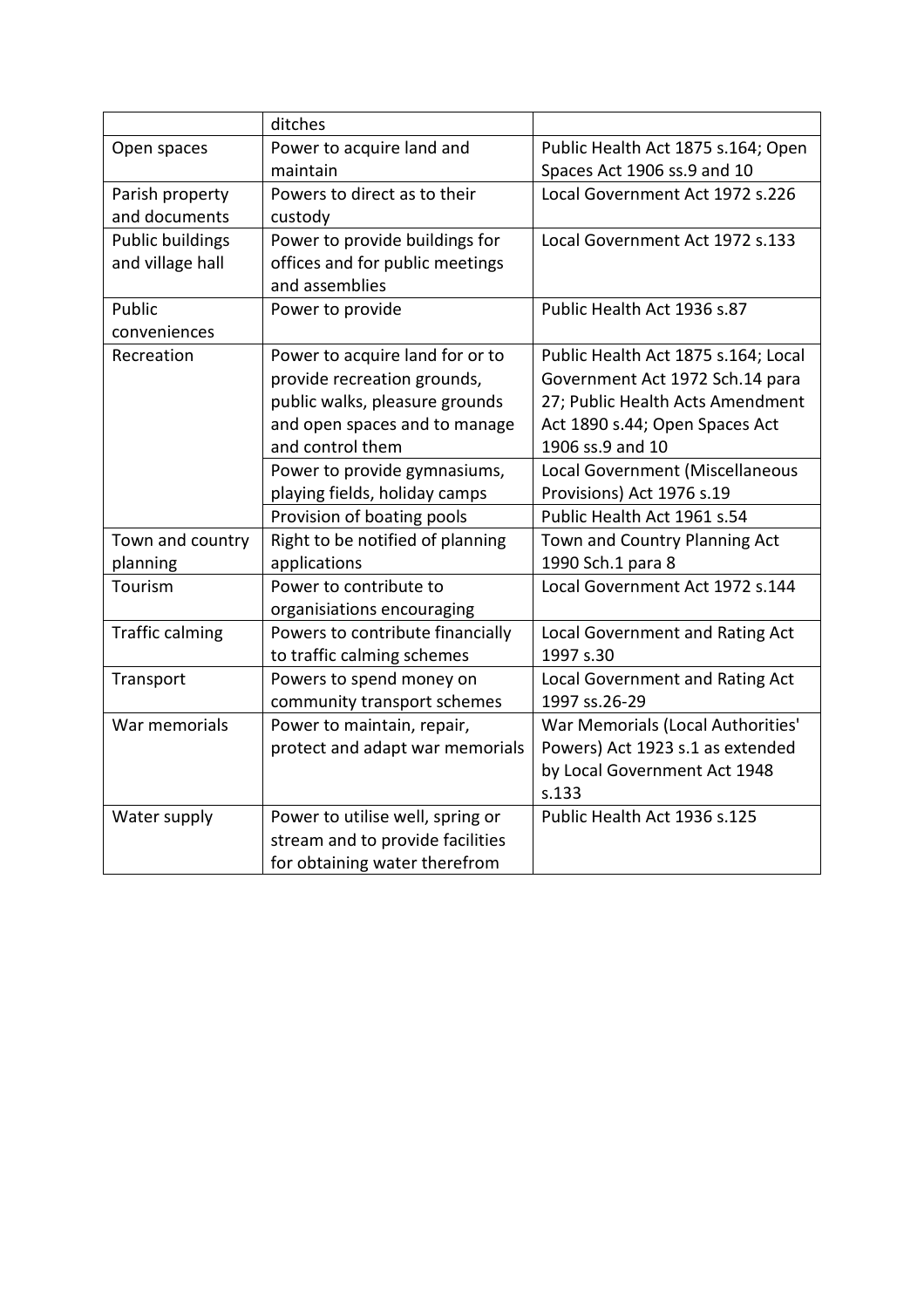| | | |
|---|---|---|
| | ditches | |
| Open spaces | Power to acquire land and maintain | Public Health Act 1875 s.164; Open Spaces Act 1906 ss.9 and 10 |
| Parish property and documents | Powers to direct as to their custody | Local Government Act 1972 s.226 |
| Public buildings and village hall | Power to provide buildings for offices and for public meetings and assemblies | Local Government Act 1972 s.133 |
| Public conveniences | Power to provide | Public Health Act 1936 s.87 |
| Recreation | Power to acquire land for or to provide recreation grounds, public walks, pleasure grounds and open spaces and to manage and control them | Public Health Act 1875 s.164; Local Government Act 1972 Sch.14 para 27; Public Health Acts Amendment Act 1890 s.44; Open Spaces Act 1906 ss.9 and 10 |
| | Power to provide gymnasiums, playing fields, holiday camps | Local Government (Miscellaneous Provisions) Act 1976 s.19 |
| | Provision of boating pools | Public Health Act 1961 s.54 |
| Town and country planning | Right to be notified of planning applications | Town and Country Planning Act 1990 Sch.1 para 8 |
| Tourism | Power to contribute to organisiations encouraging | Local Government Act 1972 s.144 |
| Traffic calming | Powers to contribute financially to traffic calming schemes | Local Government and Rating Act 1997 s.30 |
| Transport | Powers to spend money on community transport schemes | Local Government and Rating Act 1997 ss.26-29 |
| War memorials | Power to maintain, repair, protect and adapt war memorials | War Memorials (Local Authorities' Powers) Act 1923 s.1 as extended by Local Government Act 1948 s.133 |
| Water supply | Power to utilise well, spring or stream and to provide facilities for obtaining water therefrom | Public Health Act 1936 s.125 |